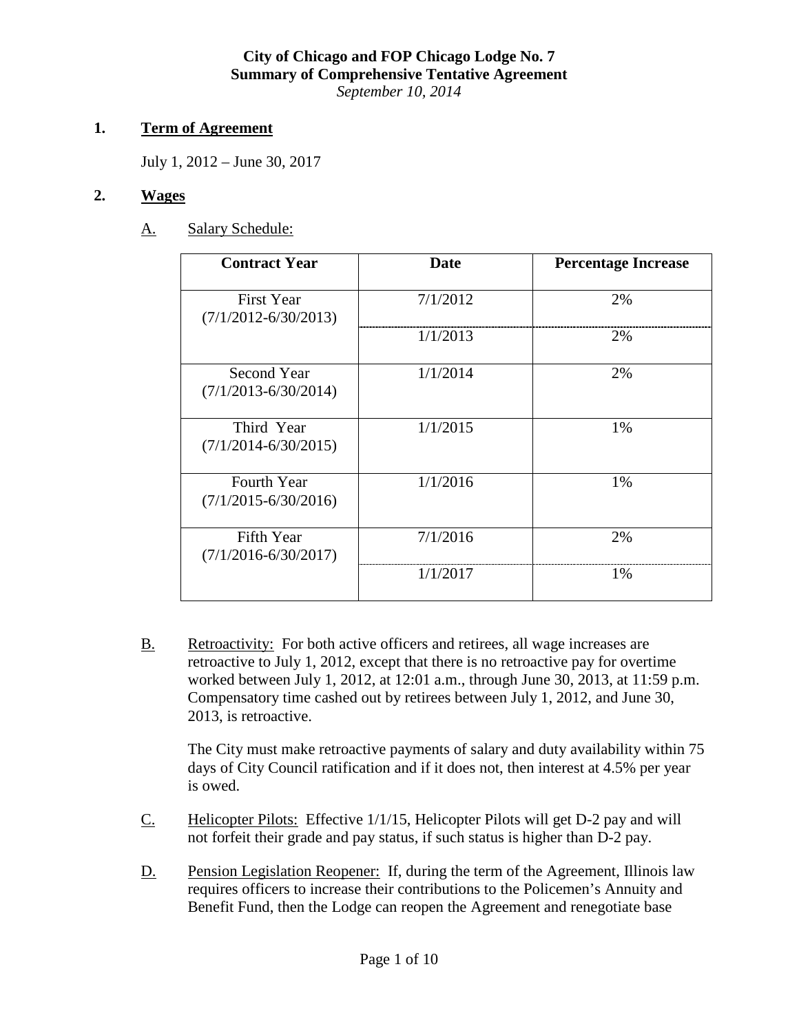**City of Chicago and FOP Chicago Lodge No. 7**
**Summary of Comprehensive Tentative Agreement**
*September 10, 2014*

## 1. Term of Agreement

July 1, 2012 – June 30, 2017

## 2. Wages

### A. Salary Schedule:

| Contract Year | Date | Percentage Increase |
|---|---|---|
| First Year (7/1/2012-6/30/2013) | 7/1/2012 | 2% |
| | 1/1/2013 | 2% |
| Second Year (7/1/2013-6/30/2014) | 1/1/2014 | 2% |
| Third Year (7/1/2014-6/30/2015) | 1/1/2015 | 1% |
| Fourth Year (7/1/2015-6/30/2016) | 1/1/2016 | 1% |
| Fifth Year (7/1/2016-6/30/2017) | 7/1/2016 | 2% |
| | 1/1/2017 | 1% |

B. Retroactivity: For both active officers and retirees, all wage increases are retroactive to July 1, 2012, except that there is no retroactive pay for overtime worked between July 1, 2012, at 12:01 a.m., through June 30, 2013, at 11:59 p.m. Compensatory time cashed out by retirees between July 1, 2012, and June 30, 2013, is retroactive.

The City must make retroactive payments of salary and duty availability within 75 days of City Council ratification and if it does not, then interest at 4.5% per year is owed.

C. Helicopter Pilots: Effective 1/1/15, Helicopter Pilots will get D-2 pay and will not forfeit their grade and pay status, if such status is higher than D-2 pay.

D. Pension Legislation Reopener: If, during the term of the Agreement, Illinois law requires officers to increase their contributions to the Policemen's Annuity and Benefit Fund, then the Lodge can reopen the Agreement and renegotiate base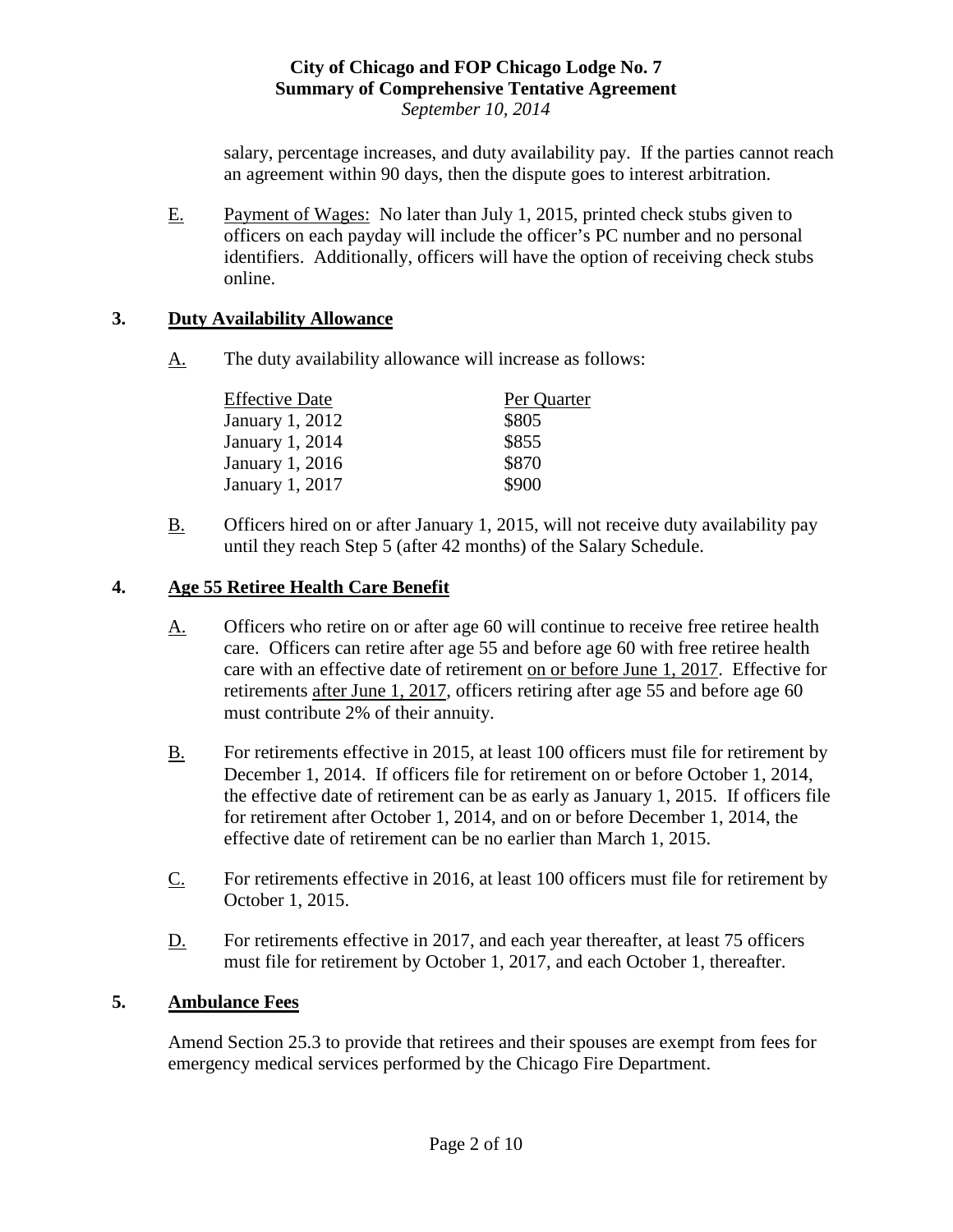salary, percentage increases, and duty availability pay. If the parties cannot reach an agreement within 90 days, then the dispute goes to interest arbitration.

E. Payment of Wages: No later than July 1, 2015, printed check stubs given to officers on each payday will include the officer's PC number and no personal identifiers. Additionally, officers will have the option of receiving check stubs online.

## 3. Duty Availability Allowance

A. The duty availability allowance will increase as follows:

| Effective Date | Per Quarter |
|---|---|
| January 1, 2012 | $805 |
| January 1, 2014 | $855 |
| January 1, 2016 | $870 |
| January 1, 2017 | $900 |

B. Officers hired on or after January 1, 2015, will not receive duty availability pay until they reach Step 5 (after 42 months) of the Salary Schedule.

## 4. Age 55 Retiree Health Care Benefit

A. Officers who retire on or after age 60 will continue to receive free retiree health care. Officers can retire after age 55 and before age 60 with free retiree health care with an effective date of retirement on or before June 1, 2017. Effective for retirements after June 1, 2017, officers retiring after age 55 and before age 60 must contribute 2% of their annuity.

B. For retirements effective in 2015, at least 100 officers must file for retirement by December 1, 2014. If officers file for retirement on or before October 1, 2014, the effective date of retirement can be as early as January 1, 2015. If officers file for retirement after October 1, 2014, and on or before December 1, 2014, the effective date of retirement can be no earlier than March 1, 2015.

C. For retirements effective in 2016, at least 100 officers must file for retirement by October 1, 2015.

D. For retirements effective in 2017, and each year thereafter, at least 75 officers must file for retirement by October 1, 2017, and each October 1, thereafter.

## 5. Ambulance Fees

Amend Section 25.3 to provide that retirees and their spouses are exempt from fees for emergency medical services performed by the Chicago Fire Department.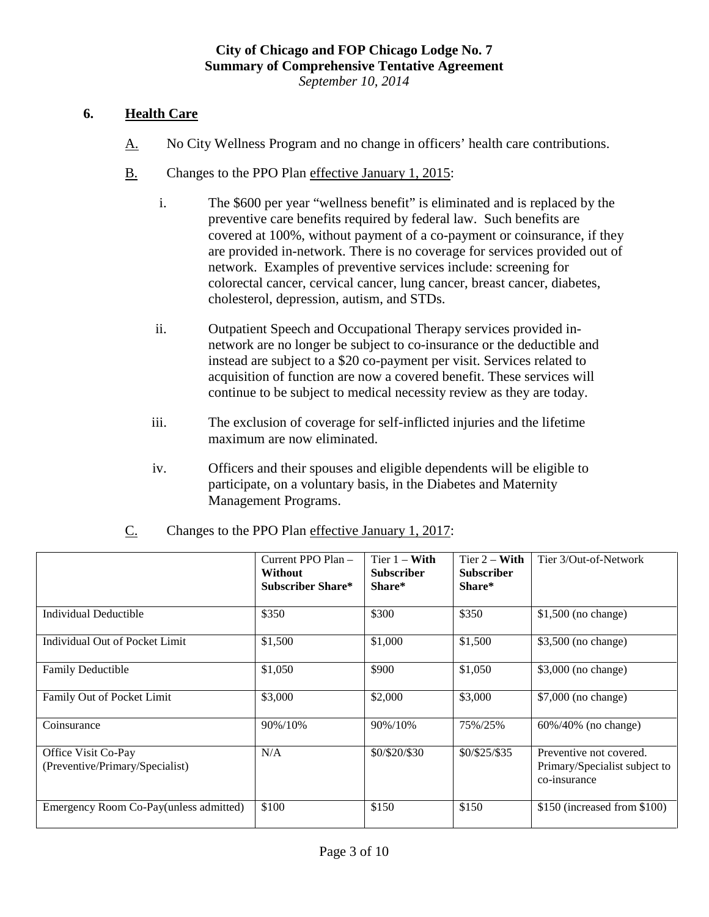**City of Chicago and FOP Chicago Lodge No. 7**
**Summary of Comprehensive Tentative Agreement**
*September 10, 2014*

## 6. Health Care

A. No City Wellness Program and no change in officers' health care contributions.

B. Changes to the PPO Plan effective January 1, 2015:

i. The $600 per year "wellness benefit" is eliminated and is replaced by the preventive care benefits required by federal law. Such benefits are covered at 100%, without payment of a co-payment or coinsurance, if they are provided in-network. There is no coverage for services provided out of network. Examples of preventive services include: screening for colorectal cancer, cervical cancer, lung cancer, breast cancer, diabetes, cholesterol, depression, autism, and STDs.

ii. Outpatient Speech and Occupational Therapy services provided in-network are no longer be subject to co-insurance or the deductible and instead are subject to a $20 co-payment per visit. Services related to acquisition of function are now a covered benefit. These services will continue to be subject to medical necessity review as they are today.

iii. The exclusion of coverage for self-inflicted injuries and the lifetime maximum are now eliminated.

iv. Officers and their spouses and eligible dependents will be eligible to participate, on a voluntary basis, in the Diabetes and Maternity Management Programs.

C. Changes to the PPO Plan effective January 1, 2017:

| | Current PPO Plan – **Without Subscriber Share*** | Tier 1 – **With Subscriber Share*** | Tier 2 – **With Subscriber Share*** | Tier 3/Out-of-Network |
|---|---|---|---|---|
| Individual Deductible | $350 | $300 | $350 | $1,500 (no change) |
| Individual Out of Pocket Limit | $1,500 | $1,000 | $1,500 | $3,500 (no change) |
| Family Deductible | $1,050 | $900 | $1,050 | $3,000 (no change) |
| Family Out of Pocket Limit | $3,000 | $2,000 | $3,000 | $7,000 (no change) |
| Coinsurance | 90%/10% | 90%/10% | 75%/25% | 60%/40% (no change) |
| Office Visit Co-Pay (Preventive/Primary/Specialist) | N/A | $0/$20/$30 | $0/$25/$35 | Preventive not covered. Primary/Specialist subject to co-insurance |
| Emergency Room Co-Pay(unless admitted) | $100 | $150 | $150 | $150 (increased from $100) |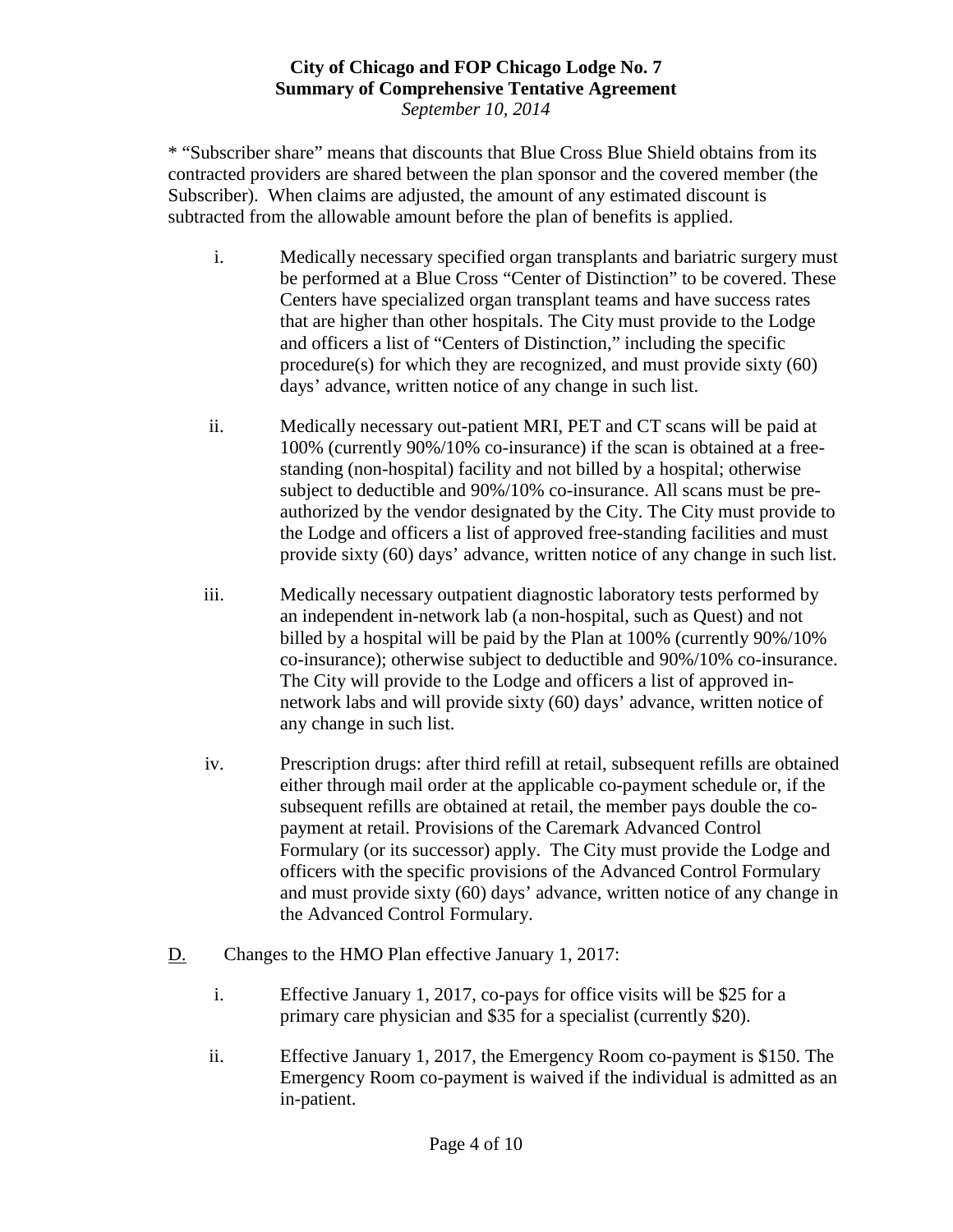\* "Subscriber share" means that discounts that Blue Cross Blue Shield obtains from its contracted providers are shared between the plan sponsor and the covered member (the Subscriber). When claims are adjusted, the amount of any estimated discount is subtracted from the allowable amount before the plan of benefits is applied.

i. Medically necessary specified organ transplants and bariatric surgery must be performed at a Blue Cross "Center of Distinction" to be covered. These Centers have specialized organ transplant teams and have success rates that are higher than other hospitals. The City must provide to the Lodge and officers a list of "Centers of Distinction," including the specific procedure(s) for which they are recognized, and must provide sixty (60) days' advance, written notice of any change in such list.

ii. Medically necessary out-patient MRI, PET and CT scans will be paid at 100% (currently 90%/10% co-insurance) if the scan is obtained at a free-standing (non-hospital) facility and not billed by a hospital; otherwise subject to deductible and 90%/10% co-insurance. All scans must be pre-authorized by the vendor designated by the City. The City must provide to the Lodge and officers a list of approved free-standing facilities and must provide sixty (60) days' advance, written notice of any change in such list.

iii. Medically necessary outpatient diagnostic laboratory tests performed by an independent in-network lab (a non-hospital, such as Quest) and not billed by a hospital will be paid by the Plan at 100% (currently 90%/10% co-insurance); otherwise subject to deductible and 90%/10% co-insurance. The City will provide to the Lodge and officers a list of approved in-network labs and will provide sixty (60) days' advance, written notice of any change in such list.

iv. Prescription drugs: after third refill at retail, subsequent refills are obtained either through mail order at the applicable co-payment schedule or, if the subsequent refills are obtained at retail, the member pays double the co-payment at retail. Provisions of the Caremark Advanced Control Formulary (or its successor) apply. The City must provide the Lodge and officers with the specific provisions of the Advanced Control Formulary and must provide sixty (60) days' advance, written notice of any change in the Advanced Control Formulary.

D. Changes to the HMO Plan effective January 1, 2017:

i. Effective January 1, 2017, co-pays for office visits will be $25 for a primary care physician and $35 for a specialist (currently $20).

ii. Effective January 1, 2017, the Emergency Room co-payment is $150. The Emergency Room co-payment is waived if the individual is admitted as an in-patient.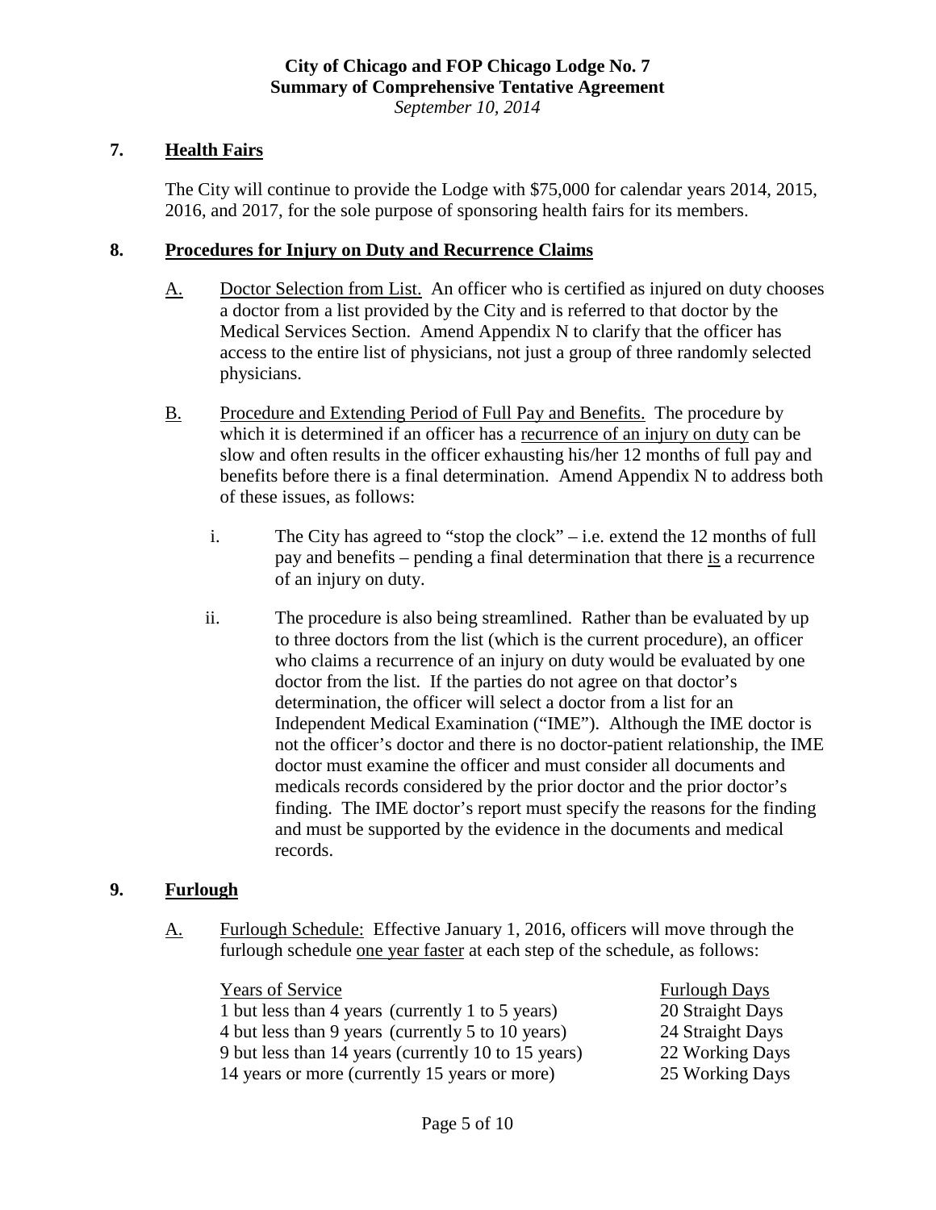## 7. Health Fairs

The City will continue to provide the Lodge with $75,000 for calendar years 2014, 2015, 2016, and 2017, for the sole purpose of sponsoring health fairs for its members.

## 8. Procedures for Injury on Duty and Recurrence Claims

A. Doctor Selection from List. An officer who is certified as injured on duty chooses a doctor from a list provided by the City and is referred to that doctor by the Medical Services Section. Amend Appendix N to clarify that the officer has access to the entire list of physicians, not just a group of three randomly selected physicians.

B. Procedure and Extending Period of Full Pay and Benefits. The procedure by which it is determined if an officer has a recurrence of an injury on duty can be slow and often results in the officer exhausting his/her 12 months of full pay and benefits before there is a final determination. Amend Appendix N to address both of these issues, as follows:

i. The City has agreed to "stop the clock" – i.e. extend the 12 months of full pay and benefits – pending a final determination that there is a recurrence of an injury on duty.

ii. The procedure is also being streamlined. Rather than be evaluated by up to three doctors from the list (which is the current procedure), an officer who claims a recurrence of an injury on duty would be evaluated by one doctor from the list. If the parties do not agree on that doctor's determination, the officer will select a doctor from a list for an Independent Medical Examination ("IME"). Although the IME doctor is not the officer's doctor and there is no doctor-patient relationship, the IME doctor must examine the officer and must consider all documents and medicals records considered by the prior doctor and the prior doctor's finding. The IME doctor's report must specify the reasons for the finding and must be supported by the evidence in the documents and medical records.

## 9. Furlough

A. Furlough Schedule: Effective January 1, 2016, officers will move through the furlough schedule one year faster at each step of the schedule, as follows:

| Years of Service | Furlough Days |
|---|---|
| 1 but less than 4 years (currently 1 to 5 years) | 20 Straight Days |
| 4 but less than 9 years (currently 5 to 10 years) | 24 Straight Days |
| 9 but less than 14 years (currently 10 to 15 years) | 22 Working Days |
| 14 years or more (currently 15 years or more) | 25 Working Days |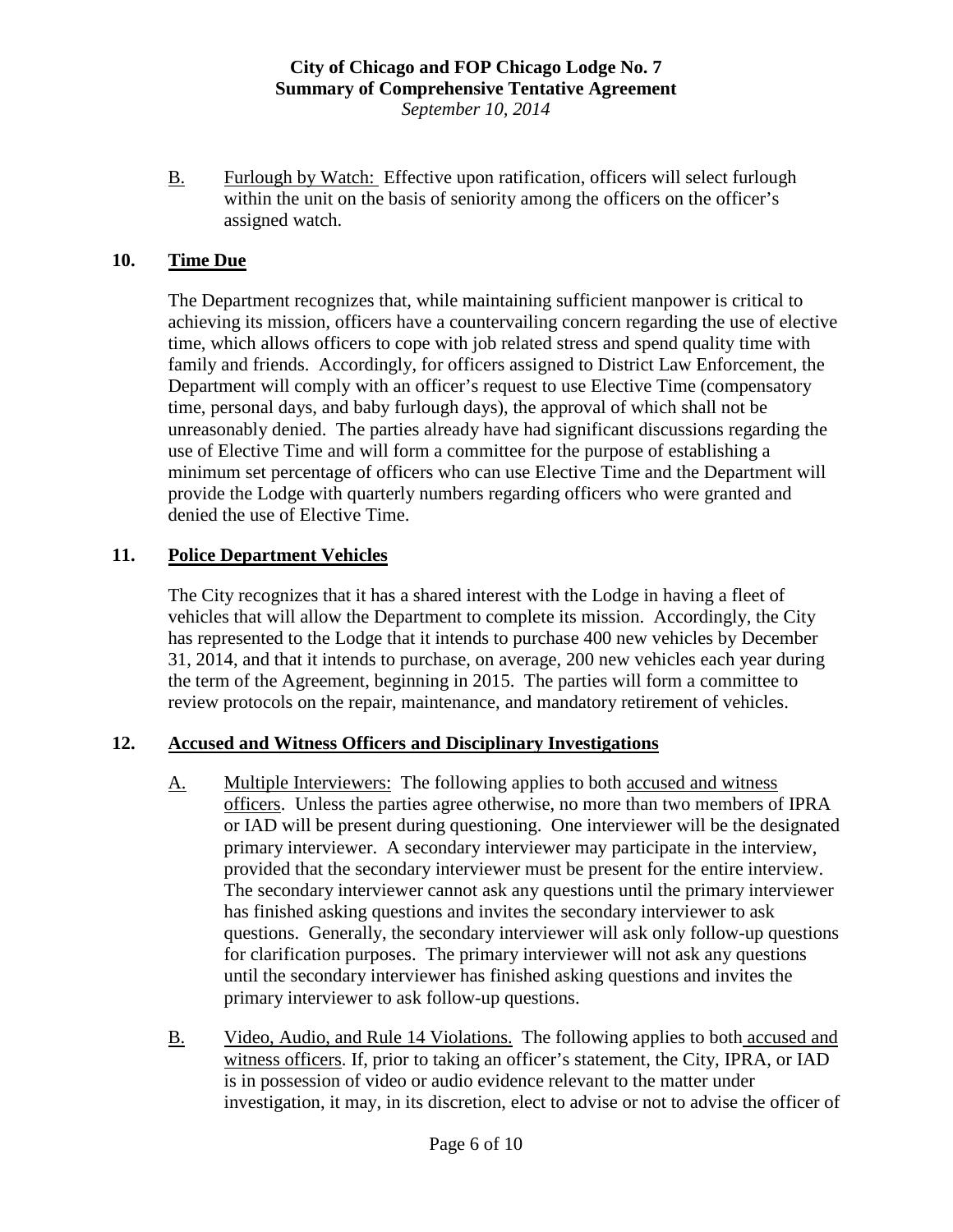B. Furlough by Watch: Effective upon ratification, officers will select furlough within the unit on the basis of seniority among the officers on the officer's assigned watch.

## 10. Time Due

The Department recognizes that, while maintaining sufficient manpower is critical to achieving its mission, officers have a countervailing concern regarding the use of elective time, which allows officers to cope with job related stress and spend quality time with family and friends. Accordingly, for officers assigned to District Law Enforcement, the Department will comply with an officer's request to use Elective Time (compensatory time, personal days, and baby furlough days), the approval of which shall not be unreasonably denied. The parties already have had significant discussions regarding the use of Elective Time and will form a committee for the purpose of establishing a minimum set percentage of officers who can use Elective Time and the Department will provide the Lodge with quarterly numbers regarding officers who were granted and denied the use of Elective Time.

## 11. Police Department Vehicles

The City recognizes that it has a shared interest with the Lodge in having a fleet of vehicles that will allow the Department to complete its mission. Accordingly, the City has represented to the Lodge that it intends to purchase 400 new vehicles by December 31, 2014, and that it intends to purchase, on average, 200 new vehicles each year during the term of the Agreement, beginning in 2015. The parties will form a committee to review protocols on the repair, maintenance, and mandatory retirement of vehicles.

## 12. Accused and Witness Officers and Disciplinary Investigations

A. Multiple Interviewers: The following applies to both accused and witness officers. Unless the parties agree otherwise, no more than two members of IPRA or IAD will be present during questioning. One interviewer will be the designated primary interviewer. A secondary interviewer may participate in the interview, provided that the secondary interviewer must be present for the entire interview. The secondary interviewer cannot ask any questions until the primary interviewer has finished asking questions and invites the secondary interviewer to ask questions. Generally, the secondary interviewer will ask only follow-up questions for clarification purposes. The primary interviewer will not ask any questions until the secondary interviewer has finished asking questions and invites the primary interviewer to ask follow-up questions.

B. Video, Audio, and Rule 14 Violations. The following applies to both accused and witness officers. If, prior to taking an officer's statement, the City, IPRA, or IAD is in possession of video or audio evidence relevant to the matter under investigation, it may, in its discretion, elect to advise or not to advise the officer of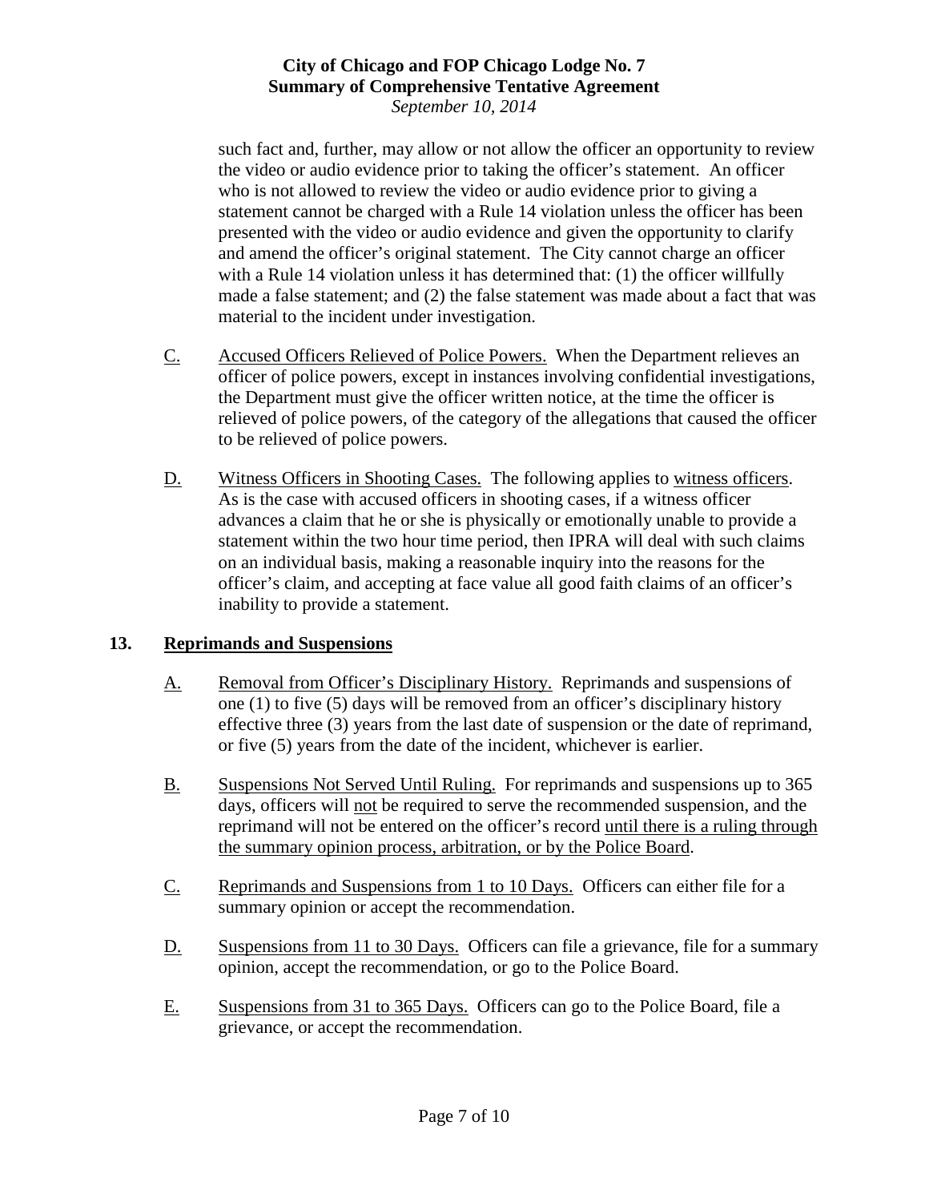such fact and, further, may allow or not allow the officer an opportunity to review the video or audio evidence prior to taking the officer's statement. An officer who is not allowed to review the video or audio evidence prior to giving a statement cannot be charged with a Rule 14 violation unless the officer has been presented with the video or audio evidence and given the opportunity to clarify and amend the officer's original statement. The City cannot charge an officer with a Rule 14 violation unless it has determined that: (1) the officer willfully made a false statement; and (2) the false statement was made about a fact that was material to the incident under investigation.

<u>C.</u> <u>Accused Officers Relieved of Police Powers.</u> When the Department relieves an officer of police powers, except in instances involving confidential investigations, the Department must give the officer written notice, at the time the officer is relieved of police powers, of the category of the allegations that caused the officer to be relieved of police powers.

<u>D.</u> <u>Witness Officers in Shooting Cases.</u> The following applies to <u>witness officers</u>. As is the case with accused officers in shooting cases, if a witness officer advances a claim that he or she is physically or emotionally unable to provide a statement within the two hour time period, then IPRA will deal with such claims on an individual basis, making a reasonable inquiry into the reasons for the officer's claim, and accepting at face value all good faith claims of an officer's inability to provide a statement.

## 13. <u>Reprimands and Suspensions</u>

<u>A.</u> <u>Removal from Officer's Disciplinary History.</u> Reprimands and suspensions of one (1) to five (5) days will be removed from an officer's disciplinary history effective three (3) years from the last date of suspension or the date of reprimand, or five (5) years from the date of the incident, whichever is earlier.

<u>B.</u> <u>Suspensions Not Served Until Ruling.</u> For reprimands and suspensions up to 365 days, officers will <u>not</u> be required to serve the recommended suspension, and the reprimand will not be entered on the officer's record <u>until there is a ruling through the summary opinion process, arbitration, or by the Police Board</u>.

<u>C.</u> <u>Reprimands and Suspensions from 1 to 10 Days.</u> Officers can either file for a summary opinion or accept the recommendation.

<u>D.</u> <u>Suspensions from 11 to 30 Days.</u> Officers can file a grievance, file for a summary opinion, accept the recommendation, or go to the Police Board.

<u>E.</u> <u>Suspensions from 31 to 365 Days.</u> Officers can go to the Police Board, file a grievance, or accept the recommendation.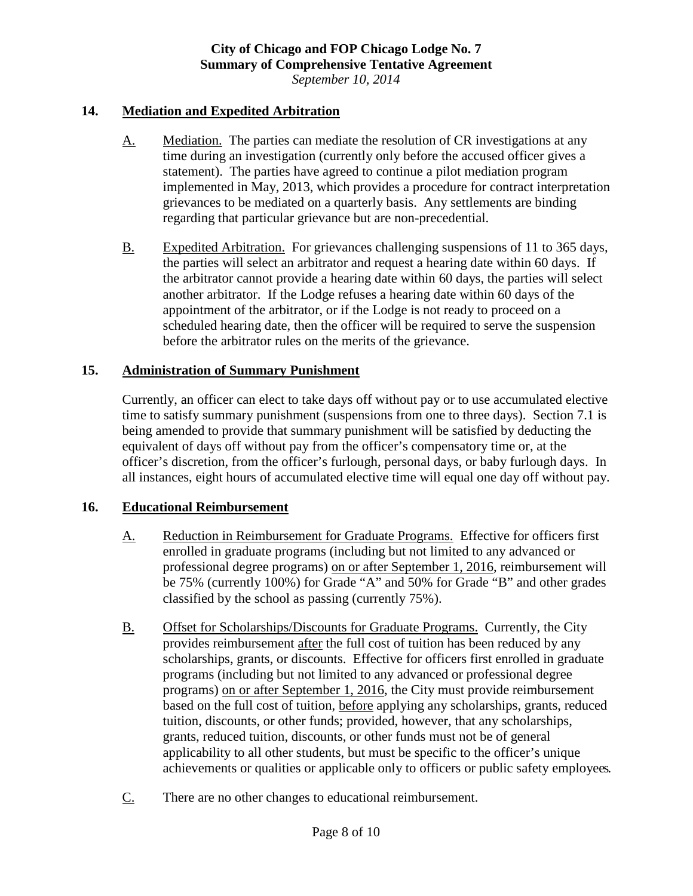## 14. Mediation and Expedited Arbitration

A. Mediation. The parties can mediate the resolution of CR investigations at any time during an investigation (currently only before the accused officer gives a statement). The parties have agreed to continue a pilot mediation program implemented in May, 2013, which provides a procedure for contract interpretation grievances to be mediated on a quarterly basis. Any settlements are binding regarding that particular grievance but are non-precedential.

B. Expedited Arbitration. For grievances challenging suspensions of 11 to 365 days, the parties will select an arbitrator and request a hearing date within 60 days. If the arbitrator cannot provide a hearing date within 60 days, the parties will select another arbitrator. If the Lodge refuses a hearing date within 60 days of the appointment of the arbitrator, or if the Lodge is not ready to proceed on a scheduled hearing date, then the officer will be required to serve the suspension before the arbitrator rules on the merits of the grievance.

## 15. Administration of Summary Punishment

Currently, an officer can elect to take days off without pay or to use accumulated elective time to satisfy summary punishment (suspensions from one to three days). Section 7.1 is being amended to provide that summary punishment will be satisfied by deducting the equivalent of days off without pay from the officer's compensatory time or, at the officer's discretion, from the officer's furlough, personal days, or baby furlough days. In all instances, eight hours of accumulated elective time will equal one day off without pay.

## 16. Educational Reimbursement

A. Reduction in Reimbursement for Graduate Programs. Effective for officers first enrolled in graduate programs (including but not limited to any advanced or professional degree programs) on or after September 1, 2016, reimbursement will be 75% (currently 100%) for Grade "A" and 50% for Grade "B" and other grades classified by the school as passing (currently 75%).

B. Offset for Scholarships/Discounts for Graduate Programs. Currently, the City provides reimbursement after the full cost of tuition has been reduced by any scholarships, grants, or discounts. Effective for officers first enrolled in graduate programs (including but not limited to any advanced or professional degree programs) on or after September 1, 2016, the City must provide reimbursement based on the full cost of tuition, before applying any scholarships, grants, reduced tuition, discounts, or other funds; provided, however, that any scholarships, grants, reduced tuition, discounts, or other funds must not be of general applicability to all other students, but must be specific to the officer's unique achievements or qualities or applicable only to officers or public safety employees.

C. There are no other changes to educational reimbursement.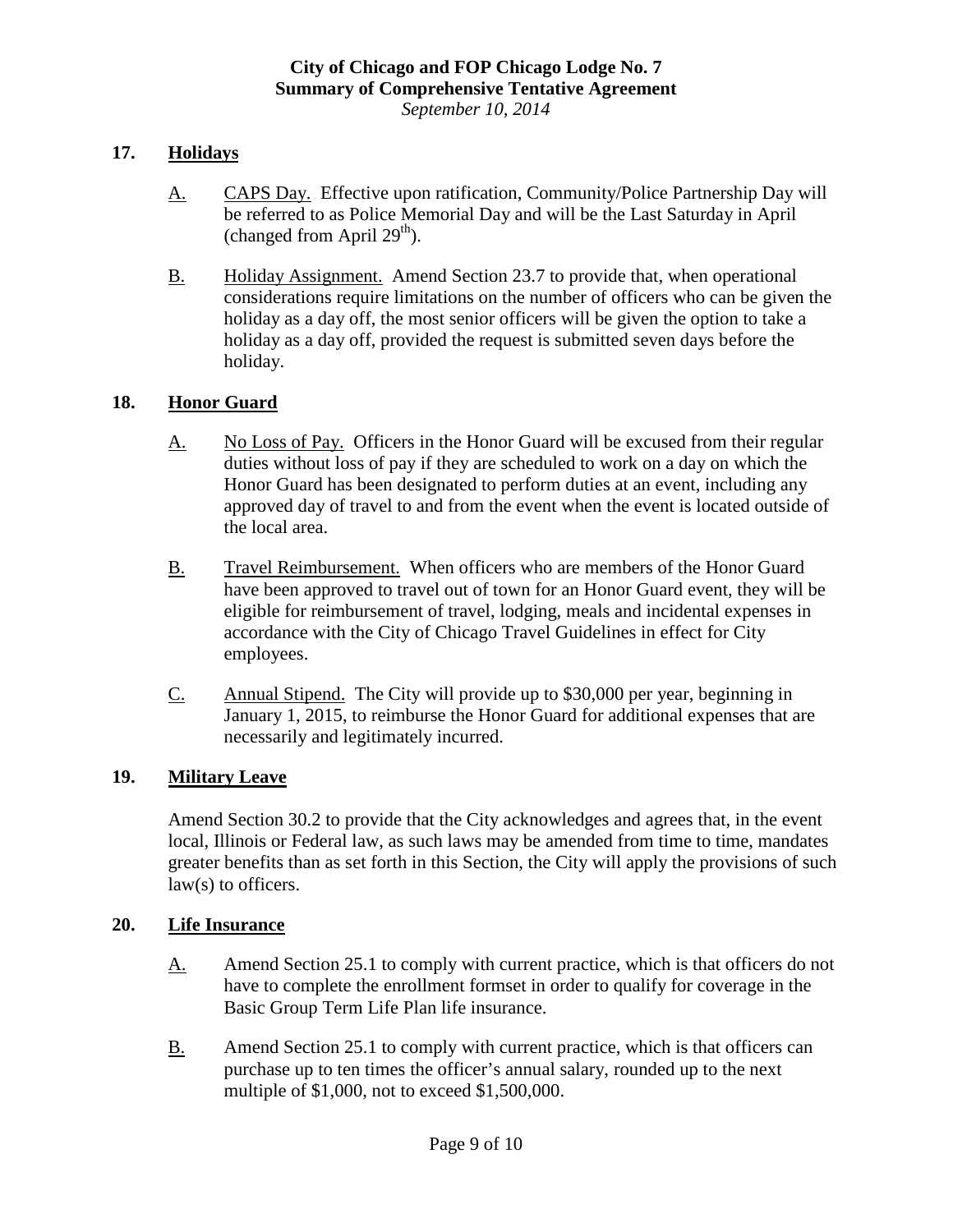## 17. Holidays

A. CAPS Day. Effective upon ratification, Community/Police Partnership Day will be referred to as Police Memorial Day and will be the Last Saturday in April (changed from April 29th).

B. Holiday Assignment. Amend Section 23.7 to provide that, when operational considerations require limitations on the number of officers who can be given the holiday as a day off, the most senior officers will be given the option to take a holiday as a day off, provided the request is submitted seven days before the holiday.

## 18. Honor Guard

A. No Loss of Pay. Officers in the Honor Guard will be excused from their regular duties without loss of pay if they are scheduled to work on a day on which the Honor Guard has been designated to perform duties at an event, including any approved day of travel to and from the event when the event is located outside of the local area.

B. Travel Reimbursement. When officers who are members of the Honor Guard have been approved to travel out of town for an Honor Guard event, they will be eligible for reimbursement of travel, lodging, meals and incidental expenses in accordance with the City of Chicago Travel Guidelines in effect for City employees.

C. Annual Stipend. The City will provide up to $30,000 per year, beginning in January 1, 2015, to reimburse the Honor Guard for additional expenses that are necessarily and legitimately incurred.

## 19. Military Leave

Amend Section 30.2 to provide that the City acknowledges and agrees that, in the event local, Illinois or Federal law, as such laws may be amended from time to time, mandates greater benefits than as set forth in this Section, the City will apply the provisions of such law(s) to officers.

## 20. Life Insurance

A. Amend Section 25.1 to comply with current practice, which is that officers do not have to complete the enrollment formset in order to qualify for coverage in the Basic Group Term Life Plan life insurance.

B. Amend Section 25.1 to comply with current practice, which is that officers can purchase up to ten times the officer's annual salary, rounded up to the next multiple of $1,000, not to exceed $1,500,000.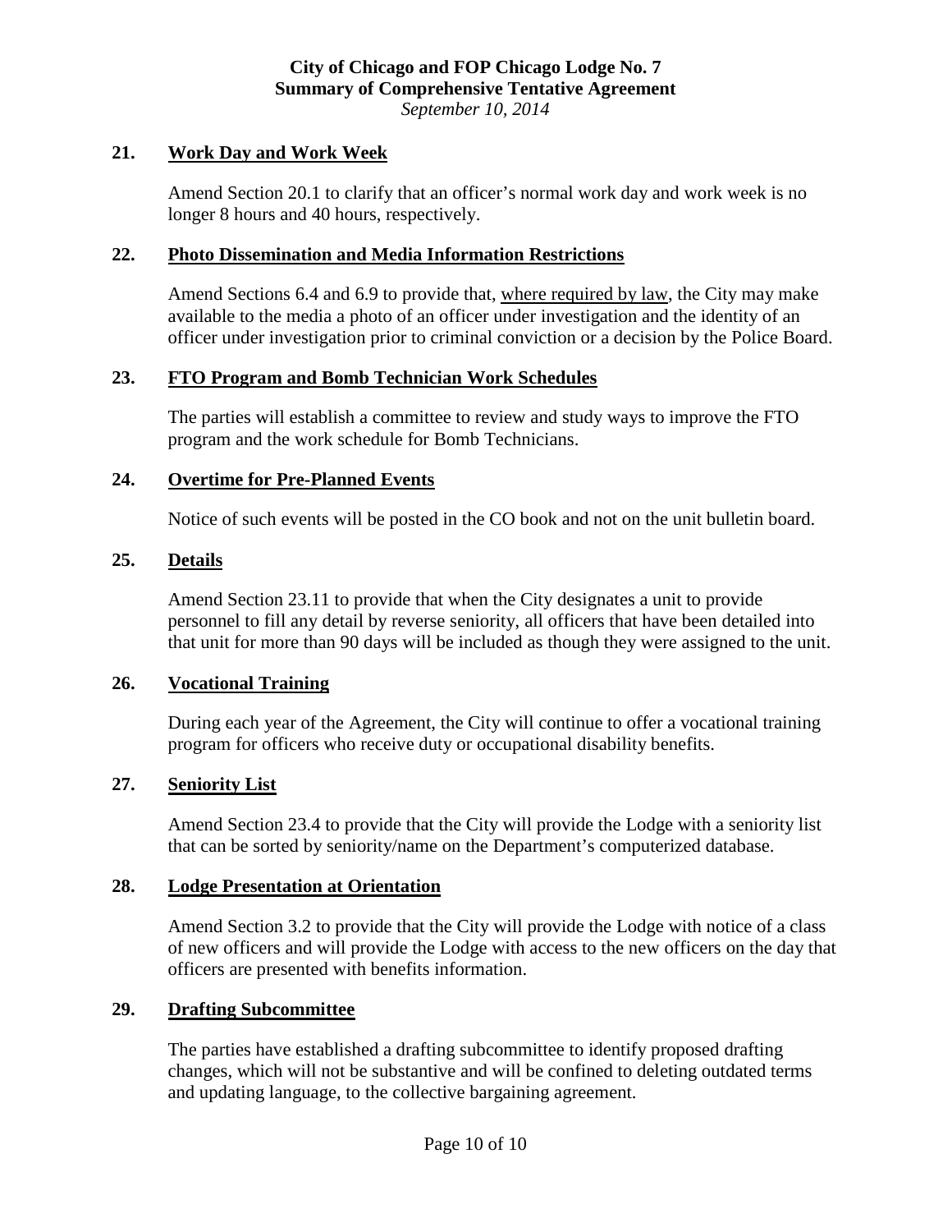**City of Chicago and FOP Chicago Lodge No. 7**
**Summary of Comprehensive Tentative Agreement**
*September 10, 2014*

## 21. Work Day and Work Week

Amend Section 20.1 to clarify that an officer's normal work day and work week is no longer 8 hours and 40 hours, respectively.

## 22. Photo Dissemination and Media Information Restrictions

Amend Sections 6.4 and 6.9 to provide that, <u>where required by law</u>, the City may make available to the media a photo of an officer under investigation and the identity of an officer under investigation prior to criminal conviction or a decision by the Police Board.

## 23. FTO Program and Bomb Technician Work Schedules

The parties will establish a committee to review and study ways to improve the FTO program and the work schedule for Bomb Technicians.

## 24. Overtime for Pre-Planned Events

Notice of such events will be posted in the CO book and not on the unit bulletin board.

## 25. Details

Amend Section 23.11 to provide that when the City designates a unit to provide personnel to fill any detail by reverse seniority, all officers that have been detailed into that unit for more than 90 days will be included as though they were assigned to the unit.

## 26. Vocational Training

During each year of the Agreement, the City will continue to offer a vocational training program for officers who receive duty or occupational disability benefits.

## 27. Seniority List

Amend Section 23.4 to provide that the City will provide the Lodge with a seniority list that can be sorted by seniority/name on the Department's computerized database.

## 28. Lodge Presentation at Orientation

Amend Section 3.2 to provide that the City will provide the Lodge with notice of a class of new officers and will provide the Lodge with access to the new officers on the day that officers are presented with benefits information.

## 29. Drafting Subcommittee

The parties have established a drafting subcommittee to identify proposed drafting changes, which will not be substantive and will be confined to deleting outdated terms and updating language, to the collective bargaining agreement.